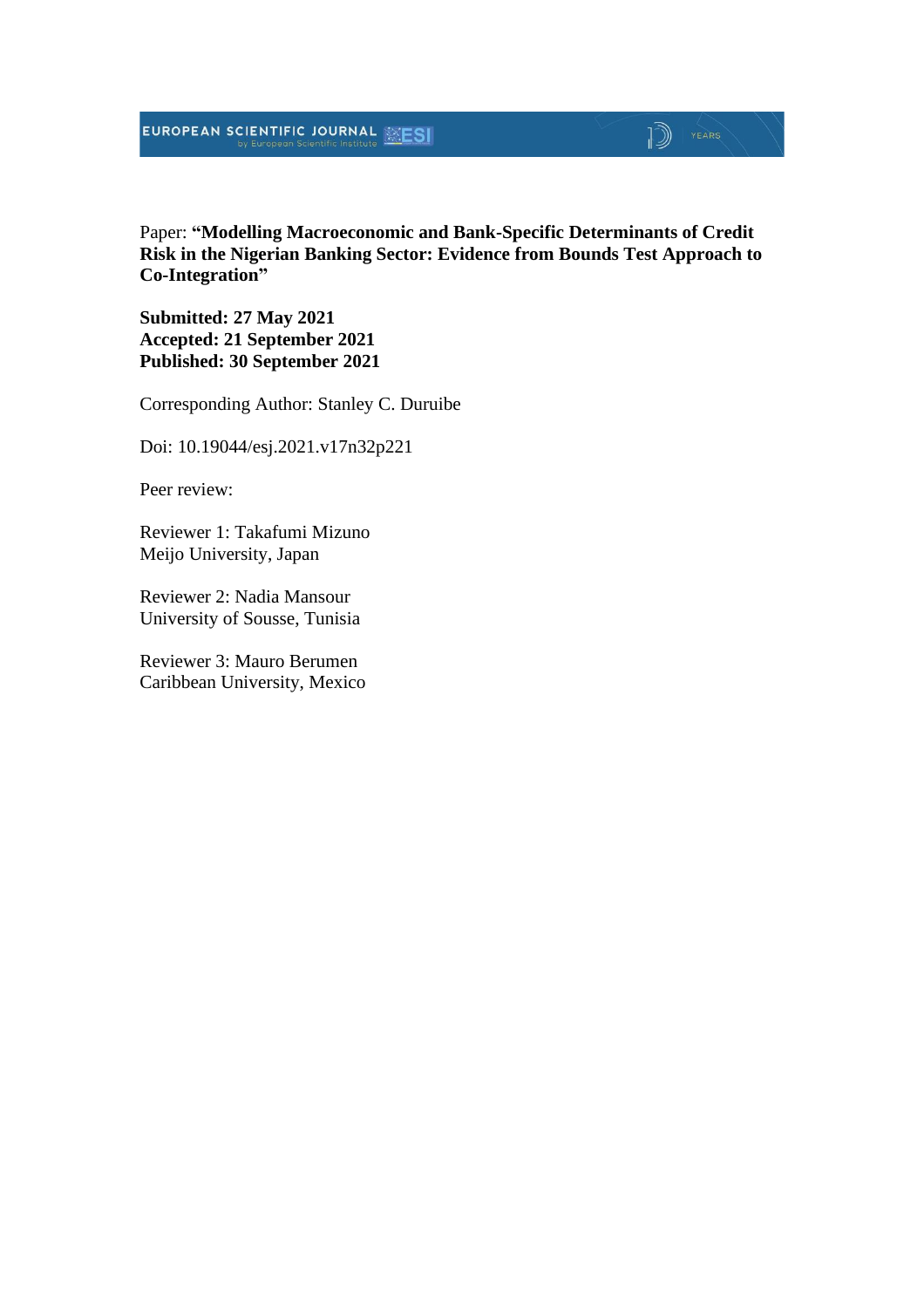Paper: **"Modelling Macroeconomic and Bank-Specific Determinants of Credit Risk in the Nigerian Banking Sector: Evidence from Bounds Test Approach to Co-Integration"**

**Submitted: 27 May 2021**
**Accepted: 21 September 2021**
**Published: 30 September 2021**

Corresponding Author: Stanley C. Duruibe

Doi: 10.19044/esj.2021.v17n32p221

Peer review:

Reviewer 1: Takafumi Mizuno
Meijo University, Japan

Reviewer 2: Nadia Mansour
University of Sousse, Tunisia

Reviewer 3: Mauro Berumen
Caribbean University, Mexico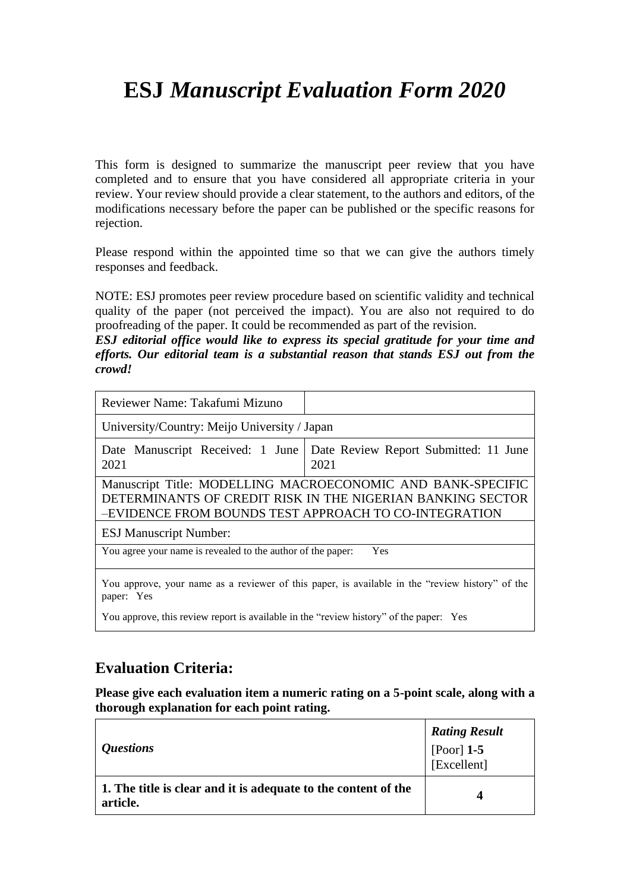# ESJ *Manuscript Evaluation Form 2020*

This form is designed to summarize the manuscript peer review that you have completed and to ensure that you have considered all appropriate criteria in your review. Your review should provide a clear statement, to the authors and editors, of the modifications necessary before the paper can be published or the specific reasons for rejection.

Please respond within the appointed time so that we can give the authors timely responses and feedback.

NOTE: ESJ promotes peer review procedure based on scientific validity and technical quality of the paper (not perceived the impact). You are also not required to do proofreading of the paper. It could be recommended as part of the revision.

***ESJ editorial office would like to express its special gratitude for your time and efforts. Our editorial team is a substantial reason that stands ESJ out from the crowd!***

| Reviewer Name: Takafumi Mizuno | |
|---|---|
| University/Country: Meijo University / Japan | |
| Date Manuscript Received: 1 June 2021 | Date Review Report Submitted: 11 June 2021 |
| Manuscript Title: MODELLING MACROECONOMIC AND BANK-SPECIFIC DETERMINANTS OF CREDIT RISK IN THE NIGERIAN BANKING SECTOR –EVIDENCE FROM BOUNDS TEST APPROACH TO CO-INTEGRATION | |
| ESJ Manuscript Number: | |
| You agree your name is revealed to the author of the paper: Yes | |
| You approve, your name as a reviewer of this paper, is available in the "review history" of the paper: Yes<br>You approve, this review report is available in the "review history" of the paper: Yes | |

## Evaluation Criteria:

**Please give each evaluation item a numeric rating on a 5-point scale, along with a thorough explanation for each point rating.**

| *Questions* | ***Rating Result*** [Poor] **1-5** [Excellent] |
|---|---|
| **1. The title is clear and it is adequate to the content of the article.** | **4** |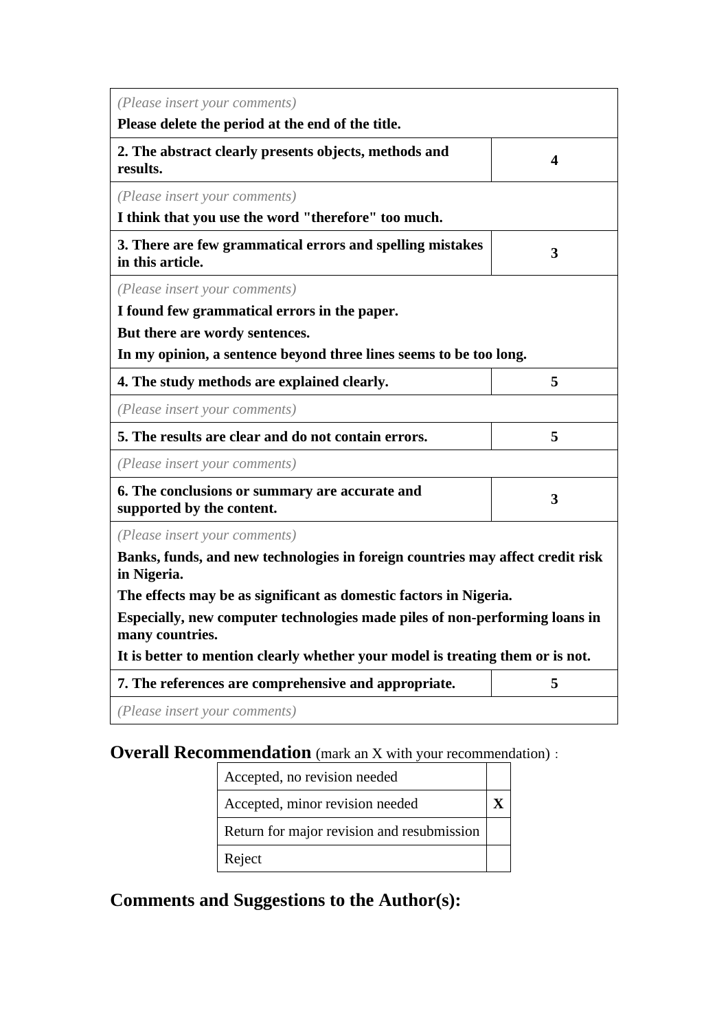| | |
|---|---|
| *(Please insert your comments)*<br>**Please delete the period at the end of the title.** | |
| **2. The abstract clearly presents objects, methods and results.** | **4** |
| *(Please insert your comments)*<br>**I think that you use the word "therefore" too much.** | |
| **3. There are few grammatical errors and spelling mistakes in this article.** | **3** |
| *(Please insert your comments)*<br>**I found few grammatical errors in the paper.**<br>**But there are wordy sentences.**<br>**In my opinion, a sentence beyond three lines seems to be too long.** | |
| **4. The study methods are explained clearly.** | **5** |
| *(Please insert your comments)* | |
| **5. The results are clear and do not contain errors.** | **5** |
| *(Please insert your comments)* | |
| **6. The conclusions or summary are accurate and supported by the content.** | **3** |
| *(Please insert your comments)*<br>**Banks, funds, and new technologies in foreign countries may affect credit risk in Nigeria.**<br>**The effects may be as significant as domestic factors in Nigeria.**<br>**Especially, new computer technologies made piles of non-performing loans in many countries.**<br>**It is better to mention clearly whether your model is treating them or is not.** | |
| **7. The references are comprehensive and appropriate.** | **5** |
| *(Please insert your comments)* | |

## Overall Recommendation (mark an X with your recommendation) :

| | |
|---|---|
| Accepted, no revision needed | |
| Accepted, minor revision needed | **X** |
| Return for major revision and resubmission | |
| Reject | |

## Comments and Suggestions to the Author(s):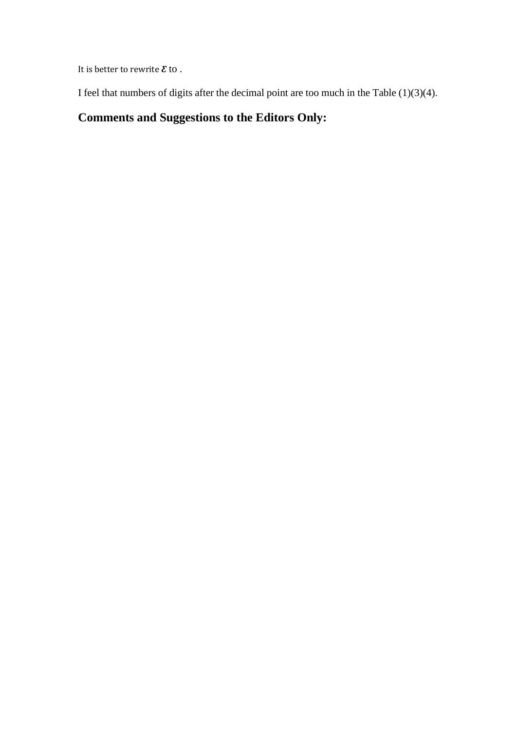It is better to rewrite $\boldsymbol{\varepsilon}$ to .

I feel that numbers of digits after the decimal point are too much in the Table (1)(3)(4).

## Comments and Suggestions to the Editors Only: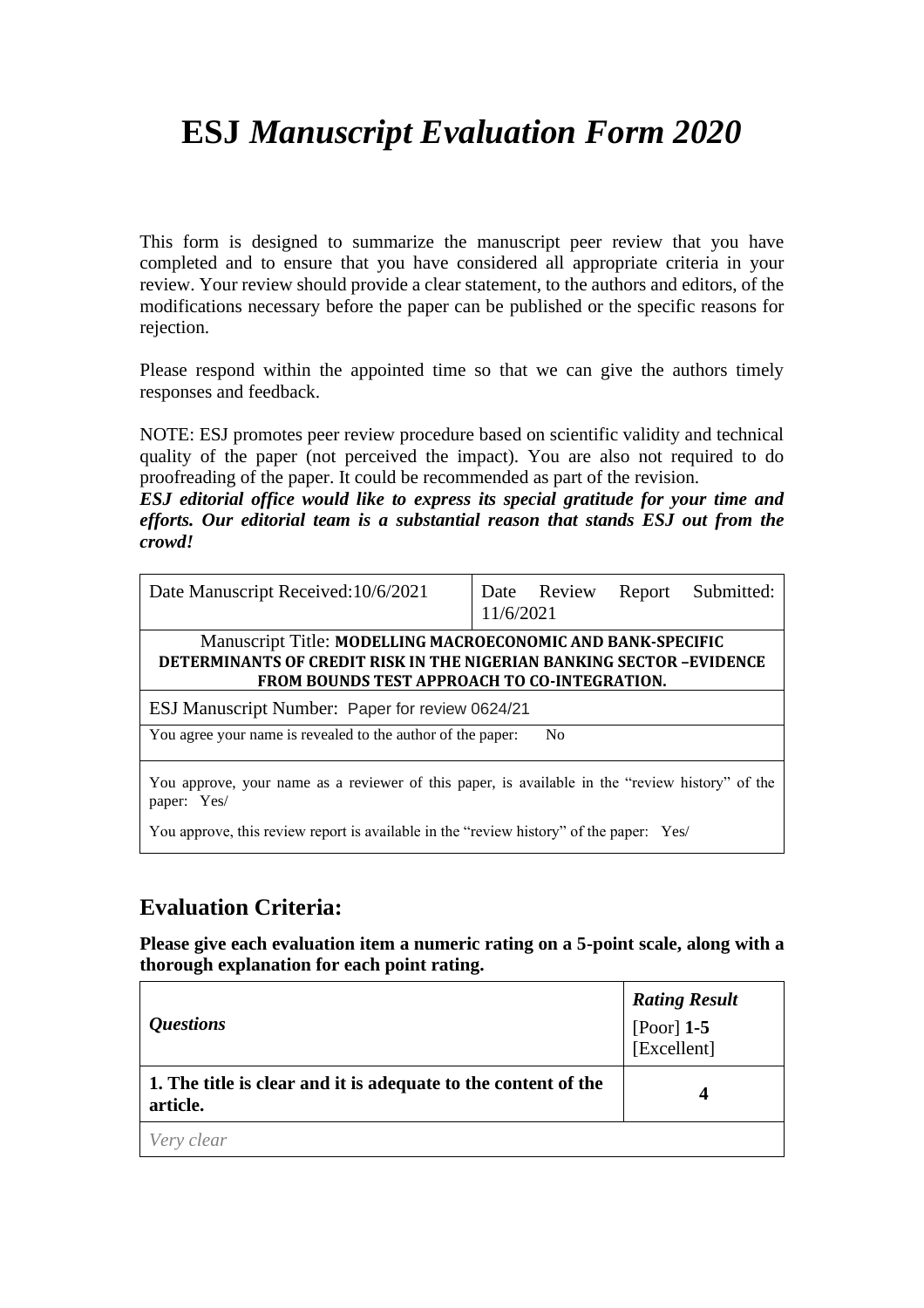# ESJ *Manuscript Evaluation Form 2020*

This form is designed to summarize the manuscript peer review that you have completed and to ensure that you have considered all appropriate criteria in your review. Your review should provide a clear statement, to the authors and editors, of the modifications necessary before the paper can be published or the specific reasons for rejection.

Please respond within the appointed time so that we can give the authors timely responses and feedback.

NOTE: ESJ promotes peer review procedure based on scientific validity and technical quality of the paper (not perceived the impact). You are also not required to do proofreading of the paper. It could be recommended as part of the revision.
***ESJ editorial office would like to express its special gratitude for your time and efforts. Our editorial team is a substantial reason that stands ESJ out from the crowd!***

| Date Manuscript Received:10/6/2021 | Date Review Report Submitted: 11/6/2021 |
|---|---|
| Manuscript Title: **MODELLING MACROECONOMIC AND BANK-SPECIFIC DETERMINANTS OF CREDIT RISK IN THE NIGERIAN BANKING SECTOR –EVIDENCE FROM BOUNDS TEST APPROACH TO CO-INTEGRATION.** | |
| ESJ Manuscript Number: Paper for review 0624/21 | |
| You agree your name is revealed to the author of the paper: No | |
| You approve, your name as a reviewer of this paper, is available in the "review history" of the paper: Yes/<br><br>You approve, this review report is available in the "review history" of the paper: Yes/ | |

## Evaluation Criteria:

**Please give each evaluation item a numeric rating on a 5-point scale, along with a thorough explanation for each point rating.**

| *Questions* | ***Rating Result*** [Poor] **1-5** [Excellent] |
|---|---|
| **1. The title is clear and it is adequate to the content of the article.** | **4** |
| *Very clear* | |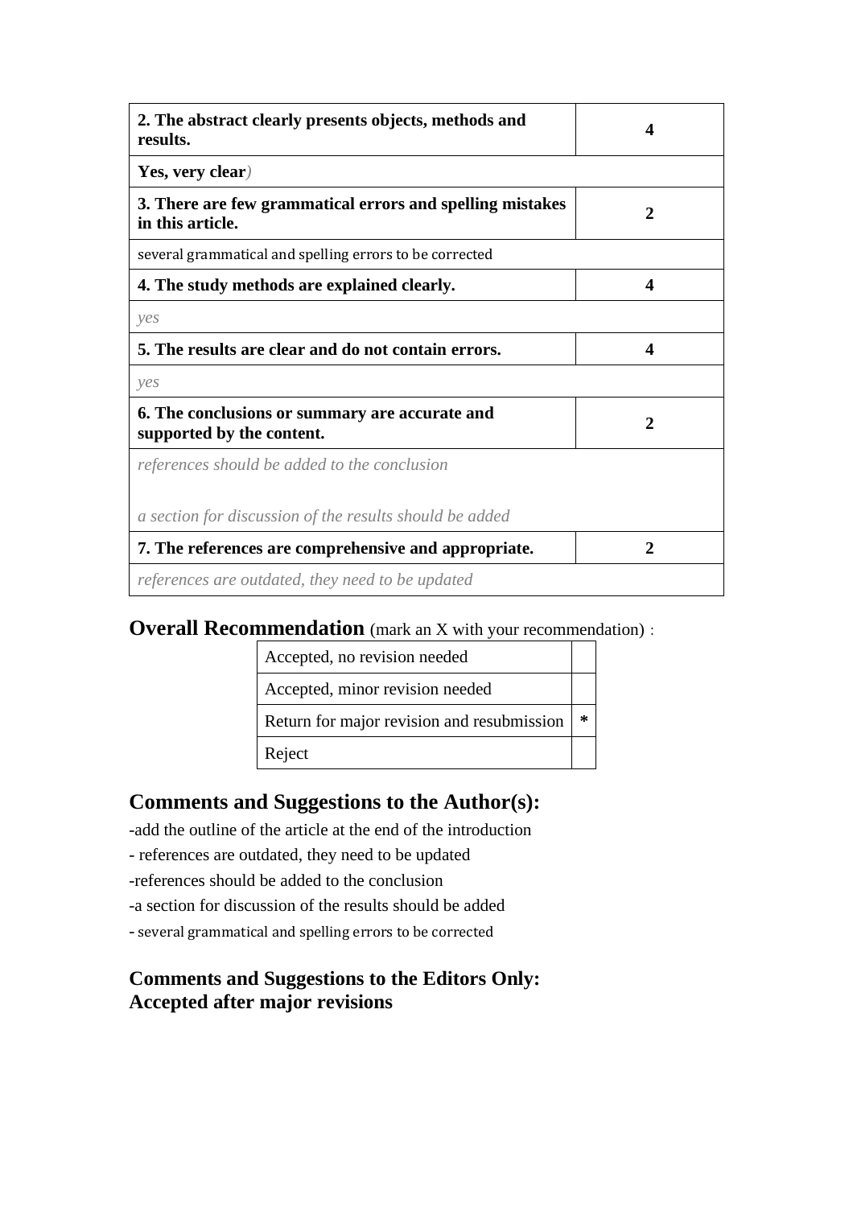| 2. The abstract clearly presents objects, methods and results. | 4 |
| --- | --- |
| **Yes, very clear**) | |
| **3. There are few grammatical errors and spelling mistakes in this article.** | **2** |
| several grammatical and spelling errors to be corrected | |
| **4. The study methods are explained clearly.** | **4** |
| *yes* | |
| **5. The results are clear and do not contain errors.** | **4** |
| *yes* | |
| **6. The conclusions or summary are accurate and supported by the content.** | **2** |
| *references should be added to the conclusion*<br><br>*a section for discussion of the results should be added* | |
| **7. The references are comprehensive and appropriate.** | **2** |
| *references are outdated, they need to be updated* | |

## Overall Recommendation (mark an X with your recommendation) :

| Accepted, no revision needed | |
| --- | --- |
| Accepted, minor revision needed | |
| Return for major revision and resubmission | * |
| Reject | |

## Comments and Suggestions to the Author(s):

-add the outline of the article at the end of the introduction

- references are outdated, they need to be updated

-references should be added to the conclusion

-a section for discussion of the results should be added

- several grammatical and spelling errors to be corrected

## Comments and Suggestions to the Editors Only:

**Accepted after major revisions**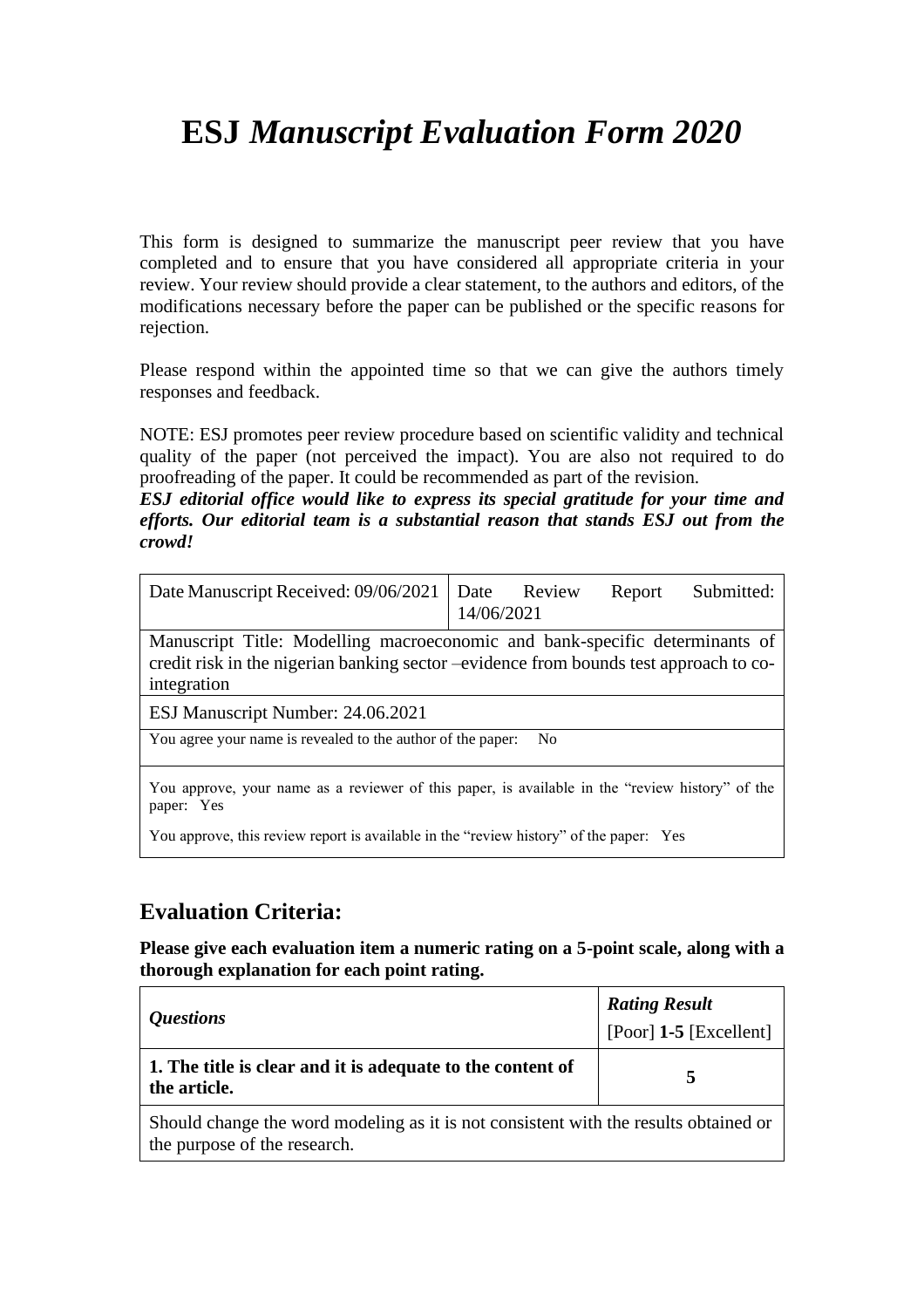# ESJ *Manuscript Evaluation Form 2020*

This form is designed to summarize the manuscript peer review that you have completed and to ensure that you have considered all appropriate criteria in your review. Your review should provide a clear statement, to the authors and editors, of the modifications necessary before the paper can be published or the specific reasons for rejection.

Please respond within the appointed time so that we can give the authors timely responses and feedback.

NOTE: ESJ promotes peer review procedure based on scientific validity and technical quality of the paper (not perceived the impact). You are also not required to do proofreading of the paper. It could be recommended as part of the revision.

***ESJ editorial office would like to express its special gratitude for your time and efforts. Our editorial team is a substantial reason that stands ESJ out from the crowd!***

| Date Manuscript Received: 09/06/2021 | Date Review Report Submitted: 14/06/2021 |
|---|---|
| Manuscript Title: Modelling macroeconomic and bank-specific determinants of credit risk in the nigerian banking sector –evidence from bounds test approach to co-integration | |
| ESJ Manuscript Number: 24.06.2021 | |
| You agree your name is revealed to the author of the paper: No | |
| You approve, your name as a reviewer of this paper, is available in the "review history" of the paper: Yes<br>You approve, this review report is available in the "review history" of the paper: Yes | |

## Evaluation Criteria:

**Please give each evaluation item a numeric rating on a 5-point scale, along with a thorough explanation for each point rating.**

| *Questions* | ***Rating Result***<br>[Poor] **1-5** [Excellent] |
|---|---|
| **1. The title is clear and it is adequate to the content of the article.** | **5** |
| Should change the word modeling as it is not consistent with the results obtained or the purpose of the research. | |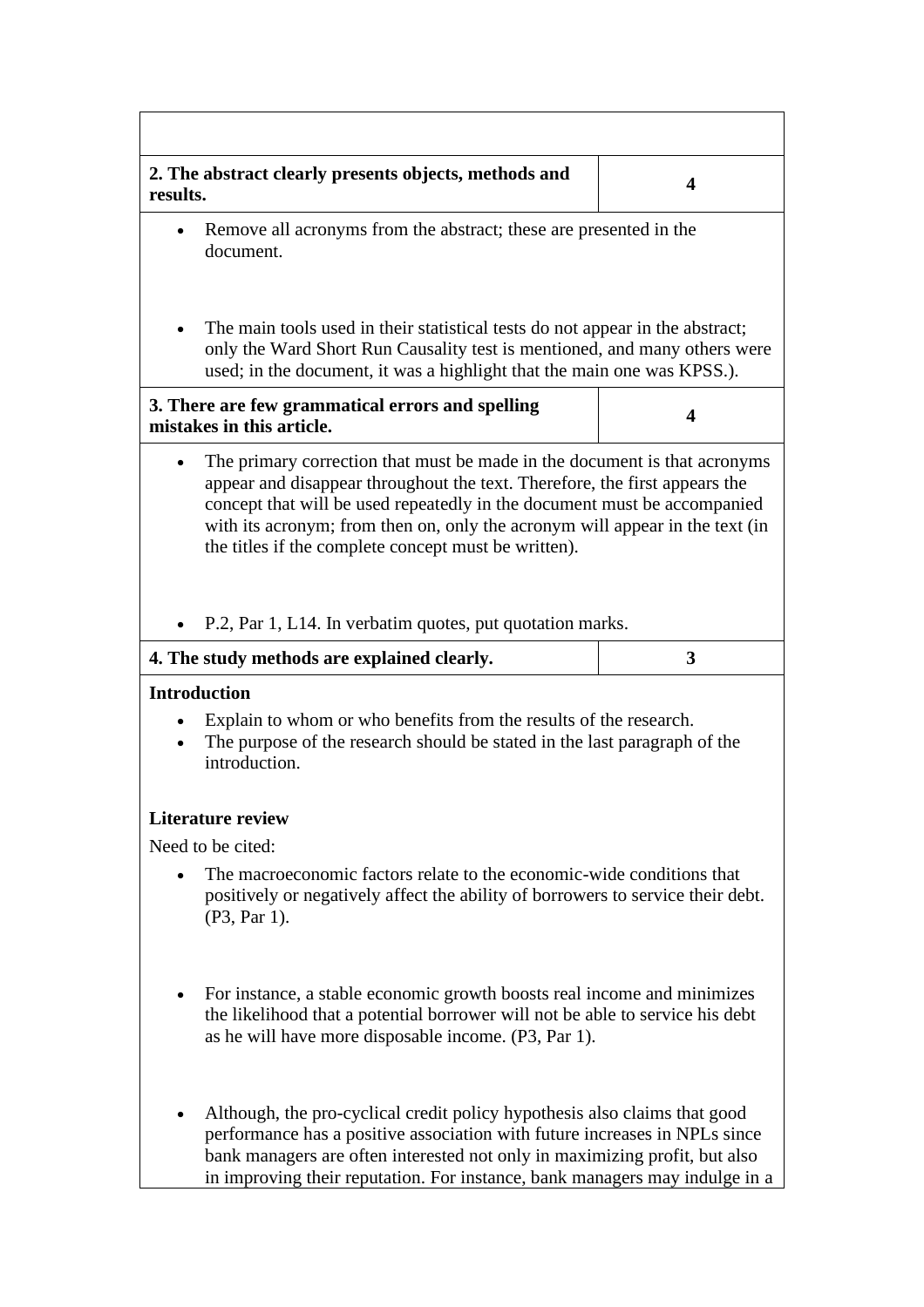| | |
|---|---|
| | |
| **2. The abstract clearly presents objects, methods and results.** | **4** |

- Remove all acronyms from the abstract; these are presented in the document.

- The main tools used in their statistical tests do not appear in the abstract; only the Ward Short Run Causality test is mentioned, and many others were used; in the document, it was a highlight that the main one was KPSS.).

| | |
|---|---|
| **3. There are few grammatical errors and spelling mistakes in this article.** | **4** |

- The primary correction that must be made in the document is that acronyms appear and disappear throughout the text. Therefore, the first appears the concept that will be used repeatedly in the document must be accompanied with its acronym; from then on, only the acronym will appear in the text (in the titles if the complete concept must be written).

- P.2, Par 1, L14. In verbatim quotes, put quotation marks.

| | |
|---|---|
| **4. The study methods are explained clearly.** | **3** |

**Introduction**

- Explain to whom or who benefits from the results of the research.
- The purpose of the research should be stated in the last paragraph of the introduction.

**Literature review**

Need to be cited:

- The macroeconomic factors relate to the economic-wide conditions that positively or negatively affect the ability of borrowers to service their debt. (P3, Par 1).

- For instance, a stable economic growth boosts real income and minimizes the likelihood that a potential borrower will not be able to service his debt as he will have more disposable income. (P3, Par 1).

- Although, the pro-cyclical credit policy hypothesis also claims that good performance has a positive association with future increases in NPLs since bank managers are often interested not only in maximizing profit, but also in improving their reputation. For instance, bank managers may indulge in a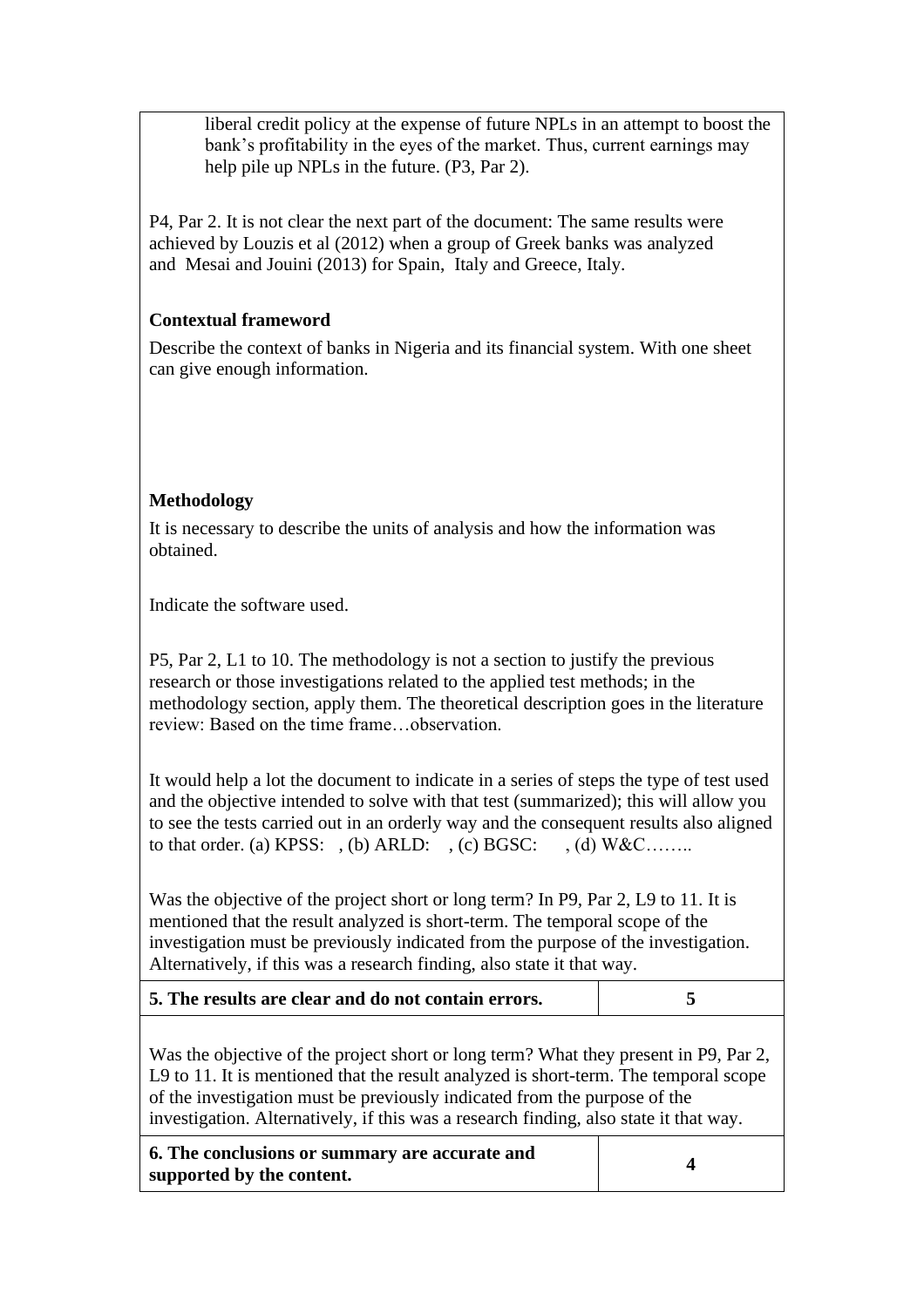liberal credit policy at the expense of future NPLs in an attempt to boost the bank's profitability in the eyes of the market. Thus, current earnings may help pile up NPLs in the future. (P3, Par 2).

P4, Par 2. It is not clear the next part of the document: The same results were achieved by Louzis et al (2012) when a group of Greek banks was analyzed and Mesai and Jouini (2013) for Spain, Italy and Greece, Italy.

**Contextual frameword**

Describe the context of banks in Nigeria and its financial system. With one sheet can give enough information.

**Methodology**

It is necessary to describe the units of analysis and how the information was obtained.

Indicate the software used.

P5, Par 2, L1 to 10. The methodology is not a section to justify the previous research or those investigations related to the applied test methods; in the methodology section, apply them. The theoretical description goes in the literature review: Based on the time frame…observation.

It would help a lot the document to indicate in a series of steps the type of test used and the objective intended to solve with that test (summarized); this will allow you to see the tests carried out in an orderly way and the consequent results also aligned to that order. (a) KPSS: , (b) ARLD: , (c) BGSC: , (d) W&C……..

Was the objective of the project short or long term? In P9, Par 2, L9 to 11. It is mentioned that the result analyzed is short-term. The temporal scope of the investigation must be previously indicated from the purpose of the investigation. Alternatively, if this was a research finding, also state it that way.

| **5. The results are clear and do not contain errors.** | **5** |
|---|---|

Was the objective of the project short or long term? What they present in P9, Par 2, L9 to 11. It is mentioned that the result analyzed is short-term. The temporal scope of the investigation must be previously indicated from the purpose of the investigation. Alternatively, if this was a research finding, also state it that way.

| **6. The conclusions or summary are accurate and supported by the content.** | **4** |
|---|---|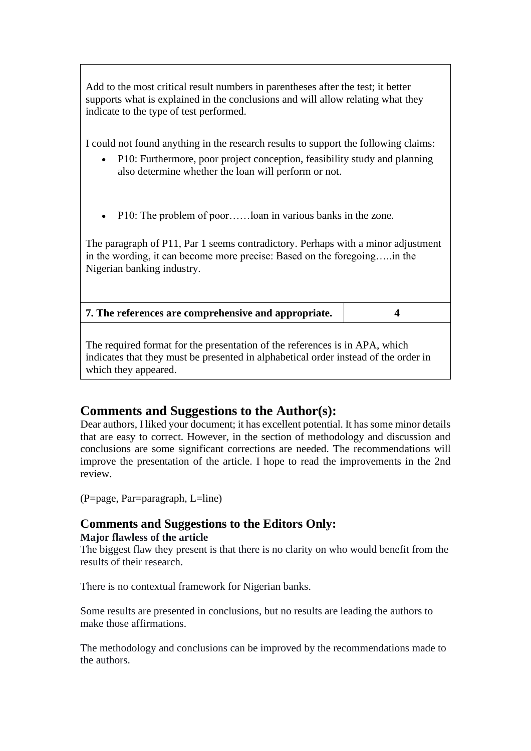Add to the most critical result numbers in parentheses after the test; it better supports what is explained in the conclusions and will allow relating what they indicate to the type of test performed.

I could not found anything in the research results to support the following claims:

- P10: Furthermore, poor project conception, feasibility study and planning also determine whether the loan will perform or not.

- P10: The problem of poor……loan in various banks in the zone.

The paragraph of P11, Par 1 seems contradictory. Perhaps with a minor adjustment in the wording, it can become more precise: Based on the foregoing…..in the Nigerian banking industry.

| **7. The references are comprehensive and appropriate.** | **4** |
|---|---|

The required format for the presentation of the references is in APA, which indicates that they must be presented in alphabetical order instead of the order in which they appeared.

## Comments and Suggestions to the Author(s):

Dear authors, I liked your document; it has excellent potential. It has some minor details that are easy to correct. However, in the section of methodology and discussion and conclusions are some significant corrections are needed. The recommendations will improve the presentation of the article. I hope to read the improvements in the 2nd review.

(P=page, Par=paragraph, L=line)

## Comments and Suggestions to the Editors Only:

**Major flawless of the article**

The biggest flaw they present is that there is no clarity on who would benefit from the results of their research.

There is no contextual framework for Nigerian banks.

Some results are presented in conclusions, but no results are leading the authors to make those affirmations.

The methodology and conclusions can be improved by the recommendations made to the authors.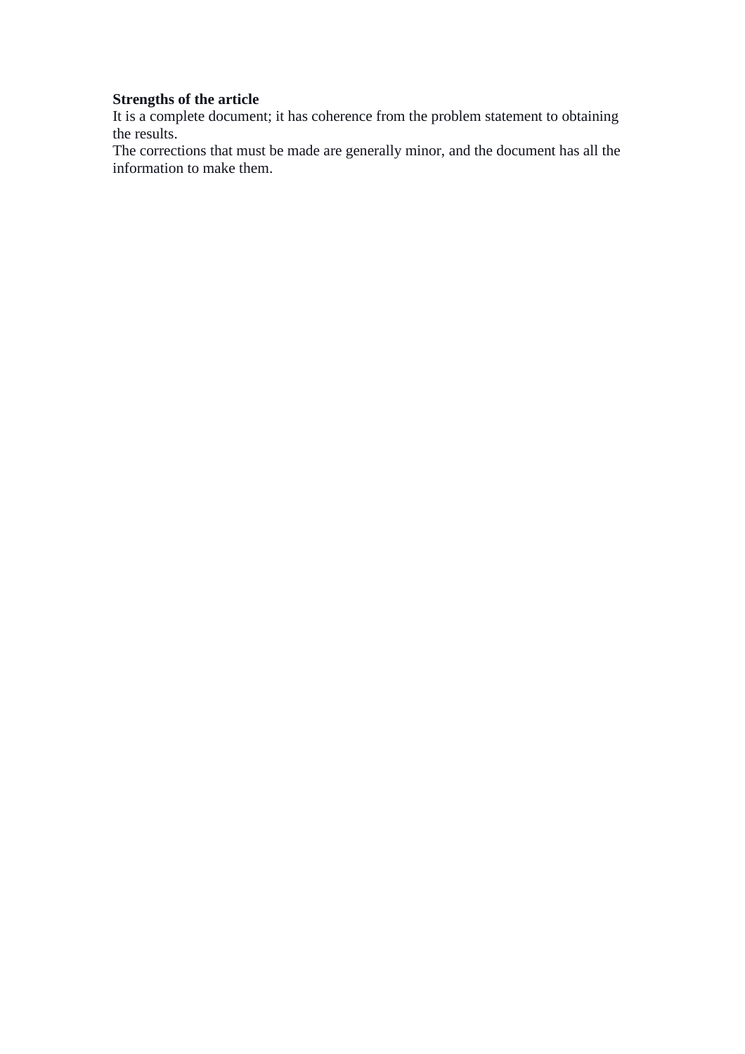**Strengths of the article**

It is a complete document; it has coherence from the problem statement to obtaining the results.

The corrections that must be made are generally minor, and the document has all the information to make them.